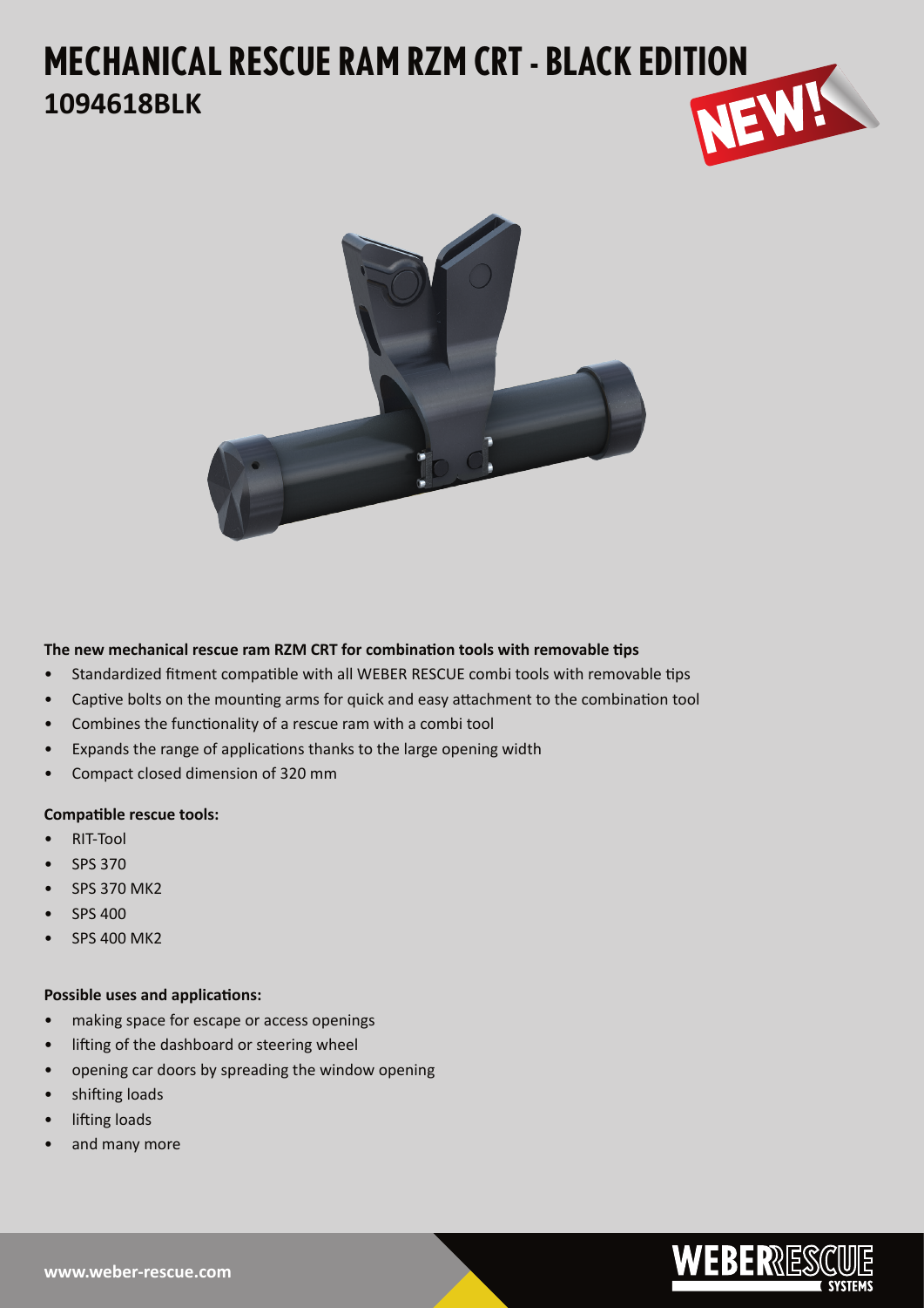# MECHANICAL RESCUE RAM RZM CRT - BLACK EDITION

## 1094618BLK

NEW!

**The new mechanical rescue ram RZM CRT for combination tools with removable tips**

- Standardized fitment compatible with all WEBER RESCUE combi tools with removable tips
- Captive bolts on the mounting arms for quick and easy attachment to the combination tool
- Combines the functionality of a rescue ram with a combi tool
- Expands the range of applications thanks to the large opening width
- Compact closed dimension of 320 mm

**Compatible rescue tools:**

- RIT-Tool
- SPS 370
- SPS 370 MK2
- SPS 400
- SPS 400 MK2

**Possible uses and applications:**

- making space for escape or access openings
- lifting of the dashboard or steering wheel
- opening car doors by spreading the window opening
- shifting loads
- lifting loads
- and many more

www.weber-rescue.com

WEBER RESCUE SYSTEMS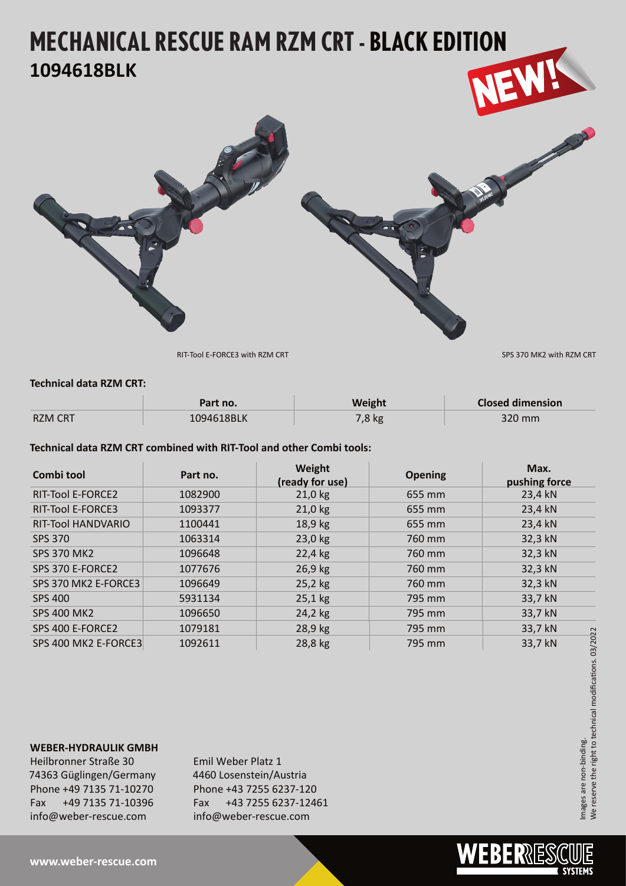# MECHANICAL RESCUE RAM RZM CRT - BLACK EDITION

## 1094618BLK

NEW!

RIT-Tool E-FORCE3 with RZM CRT

SPS 370 MK2 with RZM CRT

**Technical data RZM CRT:**

| | Part no. | Weight | Closed dimension |
|---|---|---|---|
| RZM CRT | 1094618BLK | 7,8 kg | 320 mm |

**Technical data RZM CRT combined with RIT-Tool and other Combi tools:**

| Combi tool | Part no. | Weight (ready for use) | Opening | Max. pushing force |
|---|---|---|---|---|
| RIT-Tool E-FORCE2 | 1082900 | 21,0 kg | 655 mm | 23,4 kN |
| RIT-Tool E-FORCE3 | 1093377 | 21,0 kg | 655 mm | 23,4 kN |
| RIT-Tool HANDVARIO | 1100441 | 18,9 kg | 655 mm | 23,4 kN |
| SPS 370 | 1063314 | 23,0 kg | 760 mm | 32,3 kN |
| SPS 370 MK2 | 1096648 | 22,4 kg | 760 mm | 32,3 kN |
| SPS 370 E-FORCE2 | 1077676 | 26,9 kg | 760 mm | 32,3 kN |
| SPS 370 MK2 E-FORCE3 | 1096649 | 25,2 kg | 760 mm | 32,3 kN |
| SPS 400 | 5931134 | 25,1 kg | 795 mm | 33,7 kN |
| SPS 400 MK2 | 1096650 | 24,2 kg | 795 mm | 33,7 kN |
| SPS 400 E-FORCE2 | 1079181 | 28,9 kg | 795 mm | 33,7 kN |
| SPS 400 MK2 E-FORCE3 | 1092611 | 28,8 kg | 795 mm | 33,7 kN |

Images are non-binding.
We reserve the right to technical modifications. 03/2022

**WEBER-HYDRAULIK GMBH**
Heilbronner Straße 30
74363 Güglingen/Germany
Phone +49 7135 71-10270
Fax +49 7135 71-10396
info@weber-rescue.com

Emil Weber Platz 1
4460 Losenstein/Austria
Phone +43 7255 6237-120
Fax +43 7255 6237-12461
info@weber-rescue.com

**www.weber-rescue.com**

WEBER RESCUE SYSTEMS